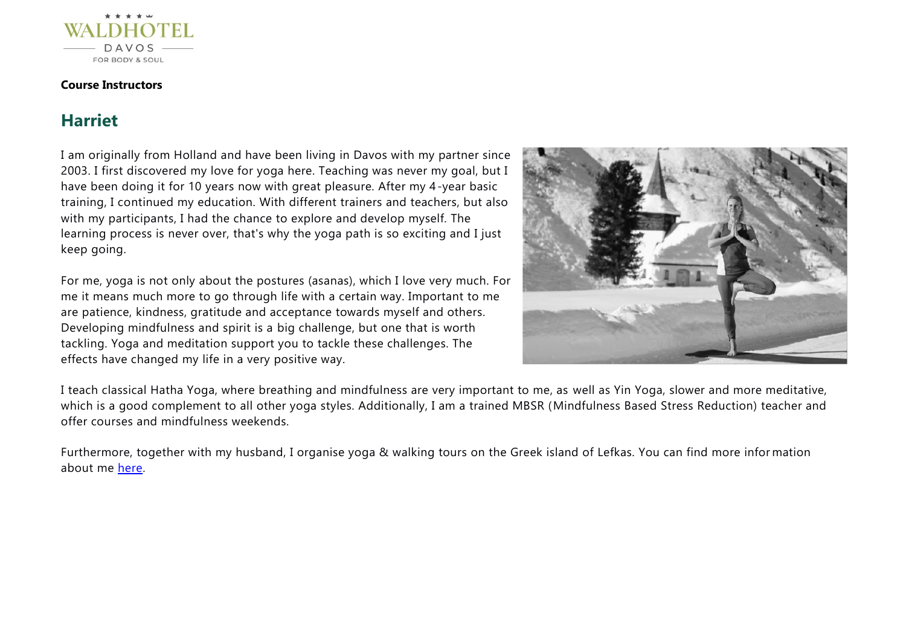**Course Instructors**

## Harriet

I am originally from Holland and have been living in Davos with my partner since 2003. I first discovered my love for yoga here. Teaching was never my goal, but I have been doing it for 10 years now with great pleasure. After my 4-year basic training, I continued my education. With different trainers and teachers, but also with my participants, I had the chance to explore and develop myself. The learning process is never over, that's why the yoga path is so exciting and I just keep going.

For me, yoga is not only about the postures (asanas), which I love very much. For me it means much more to go through life with a certain way. Important to me are patience, kindness, gratitude and acceptance towards myself and others. Developing mindfulness and spirit is a big challenge, but one that is worth tackling. Yoga and meditation support you to tackle these challenges. The effects have changed my life in a very positive way.

I teach classical Hatha Yoga, where breathing and mindfulness are very important to me, as well as Yin Yoga, slower and more meditative, which is a good complement to all other yoga styles. Additionally, I am a trained MBSR (Mindfulness Based Stress Reduction) teacher and offer courses and mindfulness weekends.

Furthermore, together with my husband, I organise yoga & walking tours on the Greek island of Lefkas. You can find more information about me here.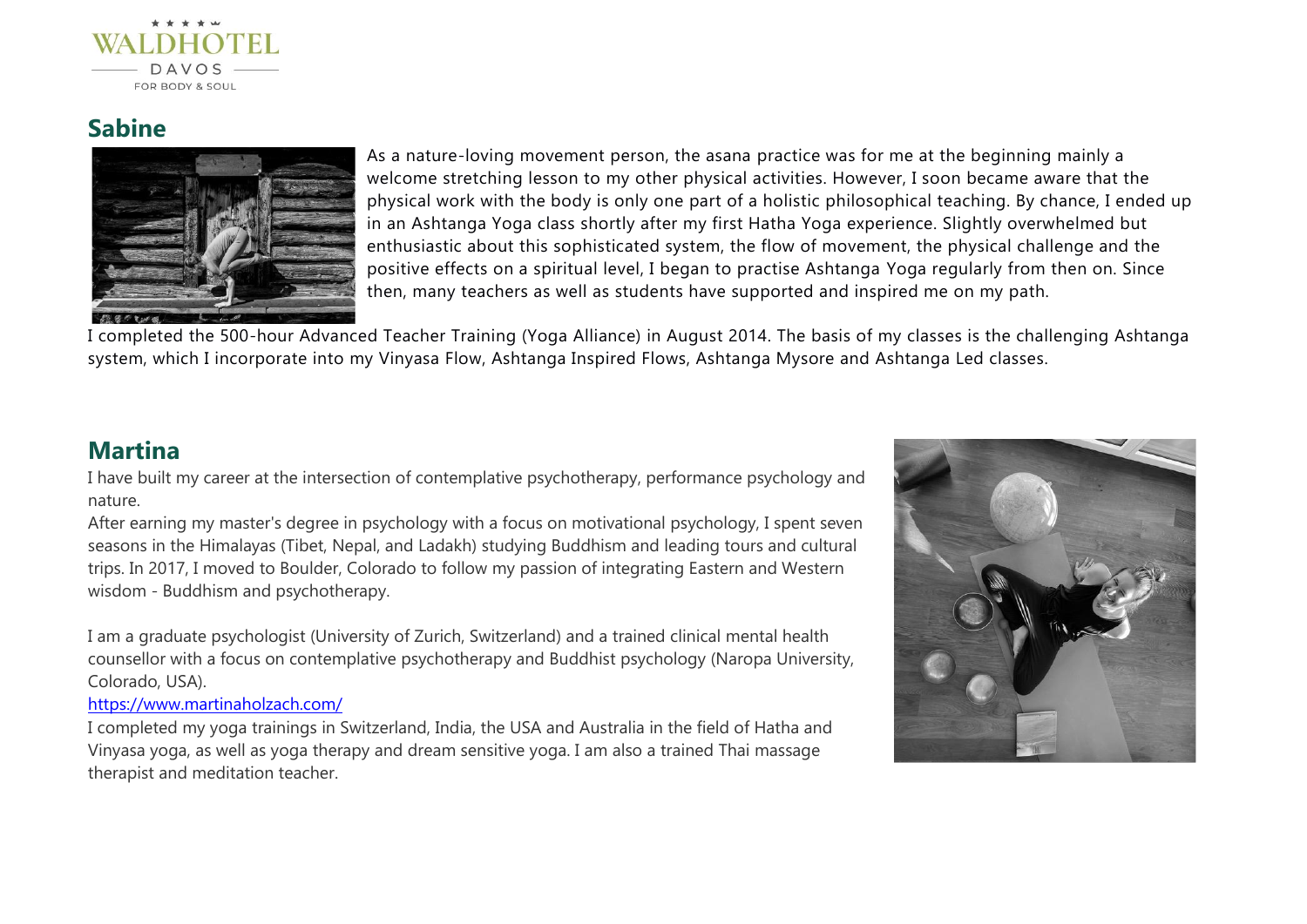## Sabine

As a nature-loving movement person, the asana practice was for me at the beginning mainly a welcome stretching lesson to my other physical activities. However, I soon became aware that the physical work with the body is only one part of a holistic philosophical teaching. By chance, I ended up in an Ashtanga Yoga class shortly after my first Hatha Yoga experience. Slightly overwhelmed but enthusiastic about this sophisticated system, the flow of movement, the physical challenge and the positive effects on a spiritual level, I began to practise Ashtanga Yoga regularly from then on. Since then, many teachers as well as students have supported and inspired me on my path.

I completed the 500-hour Advanced Teacher Training (Yoga Alliance) in August 2014. The basis of my classes is the challenging Ashtanga system, which I incorporate into my Vinyasa Flow, Ashtanga Inspired Flows, Ashtanga Mysore and Ashtanga Led classes.

## Martina

I have built my career at the intersection of contemplative psychotherapy, performance psychology and nature.

After earning my master's degree in psychology with a focus on motivational psychology, I spent seven seasons in the Himalayas (Tibet, Nepal, and Ladakh) studying Buddhism and leading tours and cultural trips. In 2017, I moved to Boulder, Colorado to follow my passion of integrating Eastern and Western wisdom - Buddhism and psychotherapy.

I am a graduate psychologist (University of Zurich, Switzerland) and a trained clinical mental health counsellor with a focus on contemplative psychotherapy and Buddhist psychology (Naropa University, Colorado, USA).

https://www.martinaholzach.com/

I completed my yoga trainings in Switzerland, India, the USA and Australia in the field of Hatha and Vinyasa yoga, as well as yoga therapy and dream sensitive yoga. I am also a trained Thai massage therapist and meditation teacher.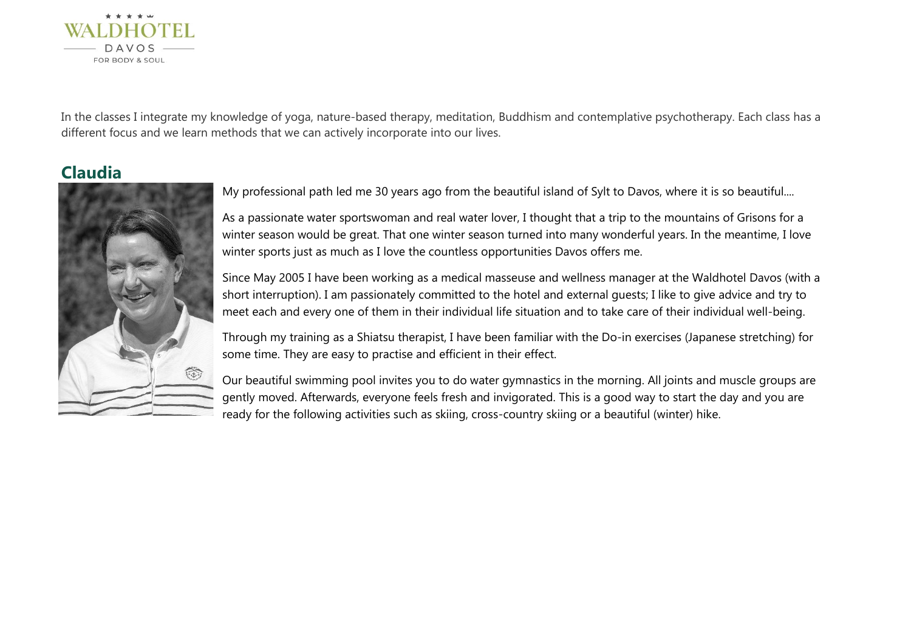In the classes I integrate my knowledge of yoga, nature-based therapy, meditation, Buddhism and contemplative psychotherapy. Each class has a different focus and we learn methods that we can actively incorporate into our lives.

## Claudia

My professional path led me 30 years ago from the beautiful island of Sylt to Davos, where it is so beautiful....

As a passionate water sportswoman and real water lover, I thought that a trip to the mountains of Grisons for a winter season would be great. That one winter season turned into many wonderful years. In the meantime, I love winter sports just as much as I love the countless opportunities Davos offers me.

Since May 2005 I have been working as a medical masseuse and wellness manager at the Waldhotel Davos (with a short interruption). I am passionately committed to the hotel and external guests; I like to give advice and try to meet each and every one of them in their individual life situation and to take care of their individual well-being.

Through my training as a Shiatsu therapist, I have been familiar with the Do-in exercises (Japanese stretching) for some time. They are easy to practise and efficient in their effect.

Our beautiful swimming pool invites you to do water gymnastics in the morning. All joints and muscle groups are gently moved. Afterwards, everyone feels fresh and invigorated. This is a good way to start the day and you are ready for the following activities such as skiing, cross-country skiing or a beautiful (winter) hike.